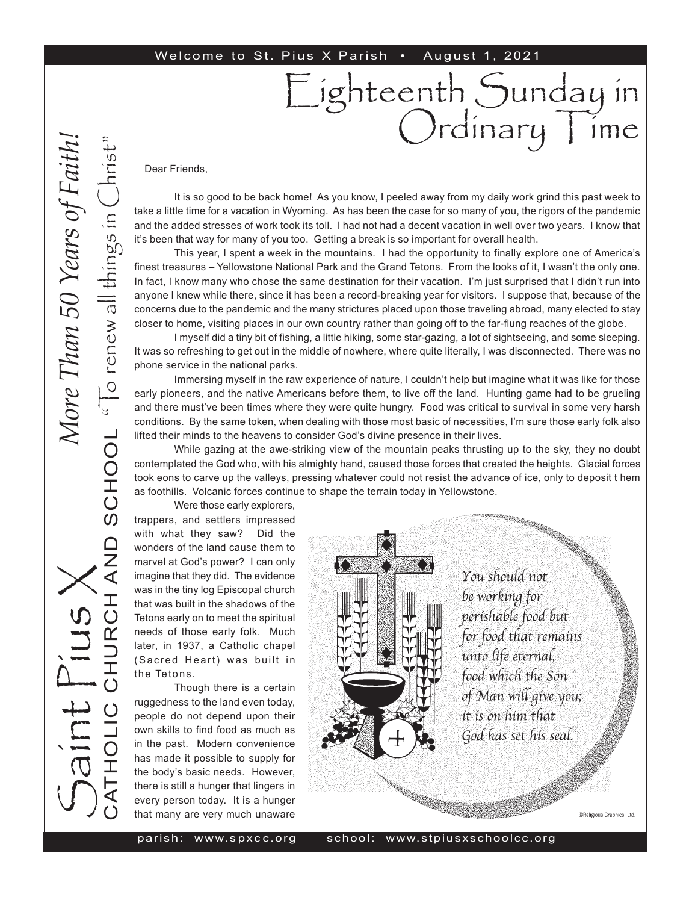Welcome to St. Pius X Parish • August 1, 2021

# Eighteenth Sunday in Ordinary Time

*More Than 50 Years of Faith!*

Saint Pius X
CATHOLIC CHURCH AND SCHOOL "To renew all things in Christ"

Dear Friends,

It is so good to be back home! As you know, I peeled away from my daily work grind this past week to take a little time for a vacation in Wyoming. As has been the case for so many of you, the rigors of the pandemic and the added stresses of work took its toll. I had not had a decent vacation in well over two years. I know that it's been that way for many of you too. Getting a break is so important for overall health.

This year, I spent a week in the mountains. I had the opportunity to finally explore one of America's finest treasures – Yellowstone National Park and the Grand Tetons. From the looks of it, I wasn't the only one. In fact, I know many who chose the same destination for their vacation. I'm just surprised that I didn't run into anyone I knew while there, since it has been a record-breaking year for visitors. I suppose that, because of the concerns due to the pandemic and the many strictures placed upon those traveling abroad, many elected to stay closer to home, visiting places in our own country rather than going off to the far-flung reaches of the globe.

I myself did a tiny bit of fishing, a little hiking, some star-gazing, a lot of sightseeing, and some sleeping. It was so refreshing to get out in the middle of nowhere, where quite literally, I was disconnected. There was no phone service in the national parks.

Immersing myself in the raw experience of nature, I couldn't help but imagine what it was like for those early pioneers, and the native Americans before them, to live off the land. Hunting game had to be grueling and there must've been times where they were quite hungry. Food was critical to survival in some very harsh conditions. By the same token, when dealing with those most basic of necessities, I'm sure those early folk also lifted their minds to the heavens to consider God's divine presence in their lives.

While gazing at the awe-striking view of the mountain peaks thrusting up to the sky, they no doubt contemplated the God who, with his almighty hand, caused those forces that created the heights. Glacial forces took eons to carve up the valleys, pressing whatever could not resist the advance of ice, only to deposit t hem as foothills. Volcanic forces continue to shape the terrain today in Yellowstone.

Were those early explorers, trappers, and settlers impressed with what they saw? Did the wonders of the land cause them to marvel at God's power? I can only imagine that they did. The evidence was in the tiny log Episcopal church that was built in the shadows of the Tetons early on to meet the spiritual needs of those early folk. Much later, in 1937, a Catholic chapel (Sacred Heart) was built in the Tetons.

Though there is a certain ruggedness to the land even today, people do not depend upon their own skills to find food as much as in the past. Modern convenience has made it possible to supply for the body's basic needs. However, there is still a hunger that lingers in every person today. It is a hunger that many are very much unaware

*You should not be working for perishable food but for food that remains unto life eternal, food which the Son of Man will give you; it is on him that God has set his seal.*

©Religious Graphics, Ltd.

parish: www.spxcc.org school: www.stpiusxschoolcc.org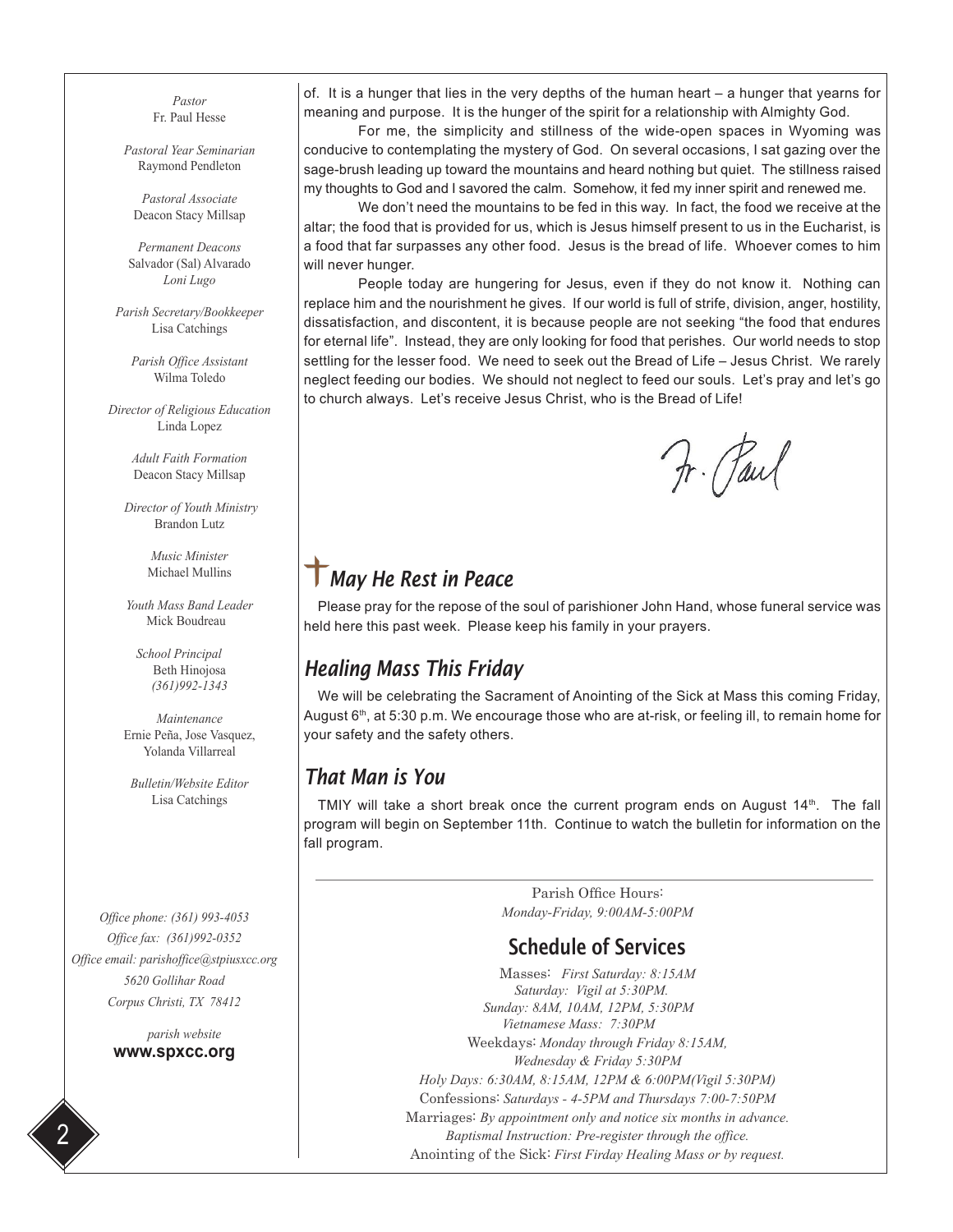*Pastor*
Fr. Paul Hesse

*Pastoral Year Seminarian*
Raymond Pendleton

*Pastoral Associate*
Deacon Stacy Millsap

*Permanent Deacons*
Salvador (Sal) Alvarado
*Loni Lugo*

*Parish Secretary/Bookkeeper*
Lisa Catchings

*Parish Office Assistant*
Wilma Toledo

*Director of Religious Education*
Linda Lopez

*Adult Faith Formation*
Deacon Stacy Millsap

*Director of Youth Ministry*
Brandon Lutz

*Music Minister*
Michael Mullins

*Youth Mass Band Leader*
Mick Boudreau

*School Principal*
Beth Hinojosa
*(361)992-1343*

*Maintenance*
Ernie Peña, Jose Vasquez, Yolanda Villarreal

*Bulletin/Website Editor*
Lisa Catchings

*Office phone: (361) 993-4053*
*Office fax: (361)992-0352*
*Office email: parishoffice@stpiusxcc.org*
*5620 Gollihar Road*
*Corpus Christi, TX 78412*

*parish website*
**www.spxcc.org**

of. It is a hunger that lies in the very depths of the human heart – a hunger that yearns for meaning and purpose. It is the hunger of the spirit for a relationship with Almighty God.

For me, the simplicity and stillness of the wide-open spaces in Wyoming was conducive to contemplating the mystery of God. On several occasions, I sat gazing over the sage-brush leading up toward the mountains and heard nothing but quiet. The stillness raised my thoughts to God and I savored the calm. Somehow, it fed my inner spirit and renewed me.

We don't need the mountains to be fed in this way. In fact, the food we receive at the altar; the food that is provided for us, which is Jesus himself present to us in the Eucharist, is a food that far surpasses any other food. Jesus is the bread of life. Whoever comes to him will never hunger.

People today are hungering for Jesus, even if they do not know it. Nothing can replace him and the nourishment he gives. If our world is full of strife, division, anger, hostility, dissatisfaction, and discontent, it is because people are not seeking "the food that endures for eternal life". Instead, they are only looking for food that perishes. Our world needs to stop settling for the lesser food. We need to seek out the Bread of Life – Jesus Christ. We rarely neglect feeding our bodies. We should not neglect to feed our souls. Let's pray and let's go to church always. Let's receive Jesus Christ, who is the Bread of Life!

Fr. Paul

## May He Rest in Peace

Please pray for the repose of the soul of parishioner John Hand, whose funeral service was held here this past week. Please keep his family in your prayers.

## Healing Mass This Friday

We will be celebrating the Sacrament of Anointing of the Sick at Mass this coming Friday, August 6th, at 5:30 p.m. We encourage those who are at-risk, or feeling ill, to remain home for your safety and the safety others.

## That Man is You

TMIY will take a short break once the current program ends on August 14th. The fall program will begin on September 11th. Continue to watch the bulletin for information on the fall program.

---

Parish Office Hours:
*Monday-Friday, 9:00AM-5:00PM*

## Schedule of Services

Masses: *First Saturday: 8:15AM*
*Saturday: Vigil at 5:30PM.*
*Sunday: 8AM, 10AM, 12PM, 5:30PM*
*Vietnamese Mass: 7:30PM*
Weekdays: *Monday through Friday 8:15AM,*
*Wednesday & Friday 5:30PM*
*Holy Days: 6:30AM, 8:15AM, 12PM & 6:00PM(Vigil 5:30PM)*
Confessions: *Saturdays - 4-5PM and Thursdays 7:00-7:50PM*
Marriages: *By appointment only and notice six months in advance.*
*Baptismal Instruction: Pre-register through the office.*
Anointing of the Sick: *First Firday Healing Mass or by request.*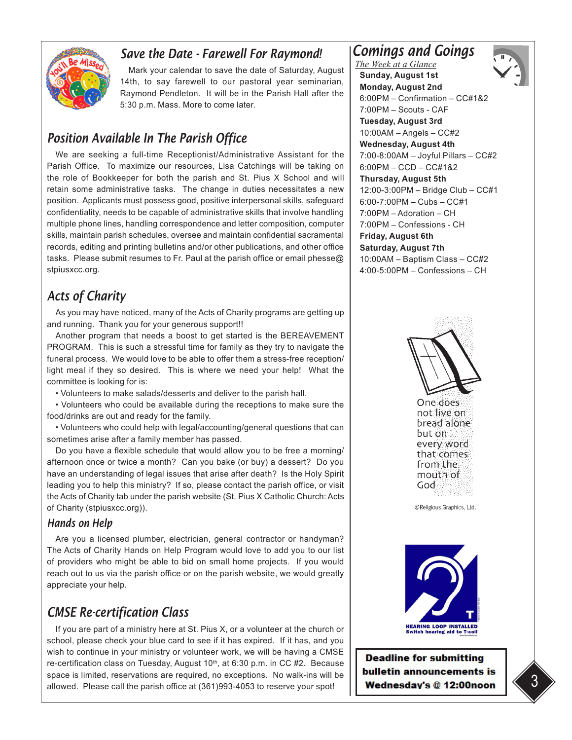## Save the Date - Farewell For Raymond!

Mark your calendar to save the date of Saturday, August 14th, to say farewell to our pastoral year seminarian, Raymond Pendleton. It will be in the Parish Hall after the 5:30 p.m. Mass. More to come later.

## Position Available In The Parish Office

We are seeking a full-time Receptionist/Administrative Assistant for the Parish Office. To maximize our resources, Lisa Catchings will be taking on the role of Bookkeeper for both the parish and St. Pius X School and will retain some administrative tasks. The change in duties necessitates a new position. Applicants must possess good, positive interpersonal skills, safeguard confidentiality, needs to be capable of administrative skills that involve handling multiple phone lines, handling correspondence and letter composition, computer skills, maintain parish schedules, oversee and maintain confidential sacramental records, editing and printing bulletins and/or other publications, and other office tasks. Please submit resumes to Fr. Paul at the parish office or email phesse@stpiusxcc.org.

## Acts of Charity

As you may have noticed, many of the Acts of Charity programs are getting up and running. Thank you for your generous support!!

Another program that needs a boost to get started is the BEREAVEMENT PROGRAM. This is such a stressful time for family as they try to navigate the funeral process. We would love to be able to offer them a stress-free reception/light meal if they so desired. This is where we need your help! What the committee is looking for is:

- Volunteers to make salads/desserts and deliver to the parish hall.
- Volunteers who could be available during the receptions to make sure the food/drinks are out and ready for the family.
- Volunteers who could help with legal/accounting/general questions that can sometimes arise after a family member has passed.

Do you have a flexible schedule that would allow you to be free a morning/afternoon once or twice a month? Can you bake (or buy) a dessert? Do you have an understanding of legal issues that arise after death? Is the Holy Spirit leading you to help this ministry? If so, please contact the parish office, or visit the Acts of Charity tab under the parish website (St. Pius X Catholic Church: Acts of Charity (stpiusxcc.org)).

### Hands on Help

Are you a licensed plumber, electrician, general contractor or handyman? The Acts of Charity Hands on Help Program would love to add you to our list of providers who might be able to bid on small home projects. If you would reach out to us via the parish office or on the parish website, we would greatly appreciate your help.

## CMSE Re-certification Class

If you are part of a ministry here at St. Pius X, or a volunteer at the church or school, please check your blue card to see if it has expired. If it has, and you wish to continue in your ministry or volunteer work, we will be having a CMSE re-certification class on Tuesday, August 10th, at 6:30 p.m. in CC #2. Because space is limited, reservations are required, no exceptions. No walk-ins will be allowed. Please call the parish office at (361)993-4053 to reserve your spot!

## Comings and Goings

*The Week at a Glance*

**Sunday, August 1st**

**Monday, August 2nd**
6:00PM – Confirmation – CC#1&2
7:00PM – Scouts - CAF

**Tuesday, August 3rd**
10:00AM – Angels – CC#2

**Wednesday, August 4th**
7:00-8:00AM – Joyful Pillars – CC#2
6:00PM – CCD – CC#1&2

**Thursday, August 5th**
12:00-3:00PM – Bridge Club – CC#1
6:00-7:00PM – Cubs – CC#1
7:00PM – Adoration – CH
7:00PM – Confessions - CH

**Friday, August 6th**

**Saturday, August 7th**
10:00AM – Baptism Class – CC#2
4:00-5:00PM – Confessions – CH

One does not live on bread alone but on every word that comes from the mouth of God

©Religious Graphics, Ltd.

HEARING LOOP INSTALLED
Switch hearing aid to T-coil

**Deadline for submitting bulletin announcements is Wednesday's @ 12:00noon**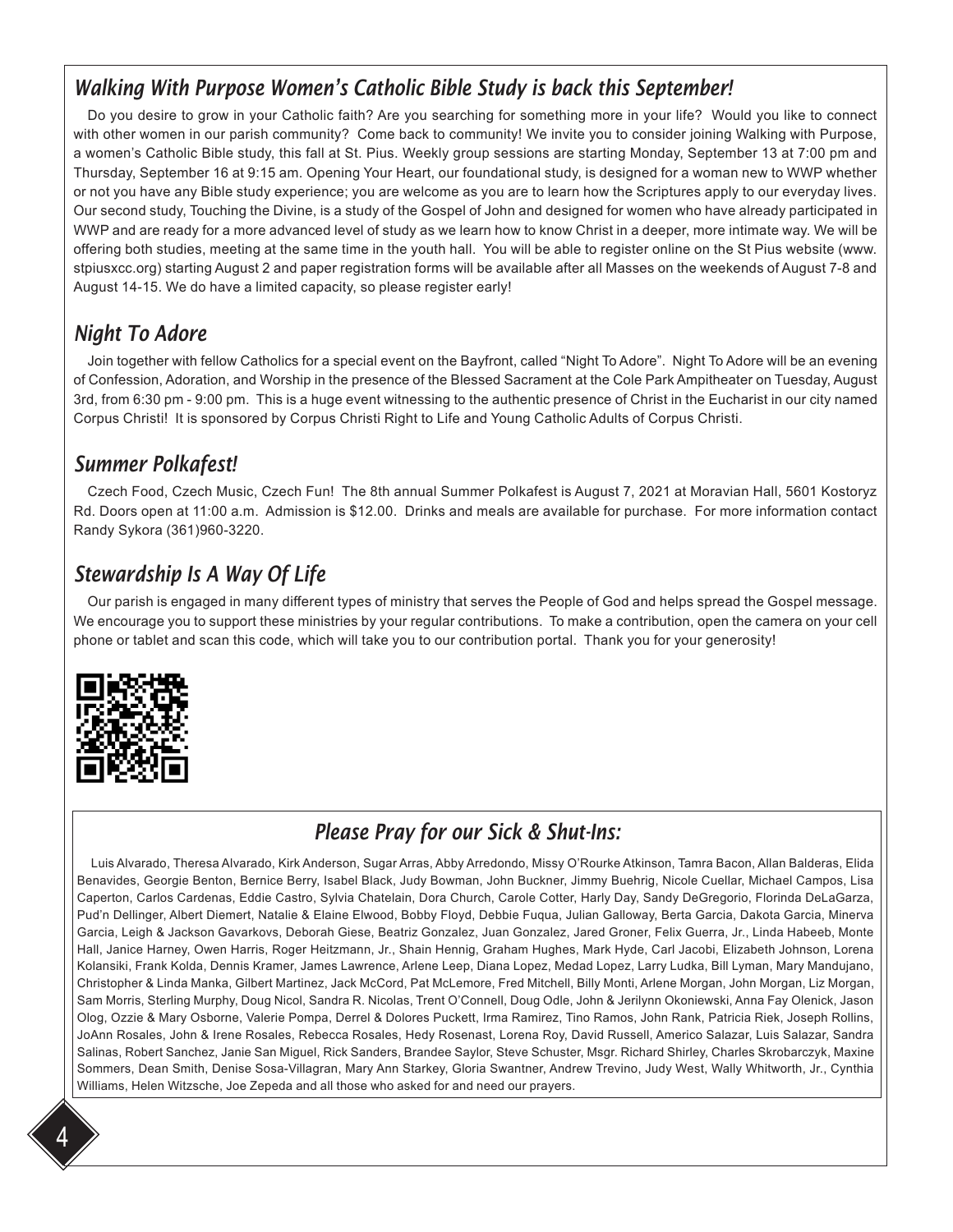## Walking With Purpose Women's Catholic Bible Study is back this September!

Do you desire to grow in your Catholic faith? Are you searching for something more in your life? Would you like to connect with other women in our parish community? Come back to community! We invite you to consider joining Walking with Purpose, a women's Catholic Bible study, this fall at St. Pius. Weekly group sessions are starting Monday, September 13 at 7:00 pm and Thursday, September 16 at 9:15 am. Opening Your Heart, our foundational study, is designed for a woman new to WWP whether or not you have any Bible study experience; you are welcome as you are to learn how the Scriptures apply to our everyday lives. Our second study, Touching the Divine, is a study of the Gospel of John and designed for women who have already participated in WWP and are ready for a more advanced level of study as we learn how to know Christ in a deeper, more intimate way. We will be offering both studies, meeting at the same time in the youth hall. You will be able to register online on the St Pius website (www.stpiusxcc.org) starting August 2 and paper registration forms will be available after all Masses on the weekends of August 7-8 and August 14-15. We do have a limited capacity, so please register early!

## Night To Adore

Join together with fellow Catholics for a special event on the Bayfront, called "Night To Adore". Night To Adore will be an evening of Confession, Adoration, and Worship in the presence of the Blessed Sacrament at the Cole Park Ampitheater on Tuesday, August 3rd, from 6:30 pm - 9:00 pm. This is a huge event witnessing to the authentic presence of Christ in the Eucharist in our city named Corpus Christi! It is sponsored by Corpus Christi Right to Life and Young Catholic Adults of Corpus Christi.

## Summer Polkafest!

Czech Food, Czech Music, Czech Fun! The 8th annual Summer Polkafest is August 7, 2021 at Moravian Hall, 5601 Kostoryz Rd. Doors open at 11:00 a.m. Admission is $12.00. Drinks and meals are available for purchase. For more information contact Randy Sykora (361)960-3220.

## Stewardship Is A Way Of Life

Our parish is engaged in many different types of ministry that serves the People of God and helps spread the Gospel message. We encourage you to support these ministries by your regular contributions. To make a contribution, open the camera on your cell phone or tablet and scan this code, which will take you to our contribution portal. Thank you for your generosity!

## Please Pray for our Sick & Shut-Ins:

Luis Alvarado, Theresa Alvarado, Kirk Anderson, Sugar Arras, Abby Arredondo, Missy O'Rourke Atkinson, Tamra Bacon, Allan Balderas, Elida Benavides, Georgie Benton, Bernice Berry, Isabel Black, Judy Bowman, John Buckner, Jimmy Buehrig, Nicole Cuellar, Michael Campos, Lisa Caperton, Carlos Cardenas, Eddie Castro, Sylvia Chatelain, Dora Church, Carole Cotter, Harly Day, Sandy DeGregorio, Florinda DeLaGarza, Pud'n Dellinger, Albert Diemert, Natalie & Elaine Elwood, Bobby Floyd, Debbie Fuqua, Julian Galloway, Berta Garcia, Dakota Garcia, Minerva Garcia, Leigh & Jackson Gavarkovs, Deborah Giese, Beatriz Gonzalez, Juan Gonzalez, Jared Groner, Felix Guerra, Jr., Linda Habeeb, Monte Hall, Janice Harney, Owen Harris, Roger Heitzmann, Jr., Shain Hennig, Graham Hughes, Mark Hyde, Carl Jacobi, Elizabeth Johnson, Lorena Kolansiki, Frank Kolda, Dennis Kramer, James Lawrence, Arlene Leep, Diana Lopez, Medad Lopez, Larry Ludka, Bill Lyman, Mary Mandujano, Christopher & Linda Manka, Gilbert Martinez, Jack McCord, Pat McLemore, Fred Mitchell, Billy Monti, Arlene Morgan, John Morgan, Liz Morgan, Sam Morris, Sterling Murphy, Doug Nicol, Sandra R. Nicolas, Trent O'Connell, Doug Odle, John & Jerilynn Okoniewski, Anna Fay Olenick, Jason Olog, Ozzie & Mary Osborne, Valerie Pompa, Derrel & Dolores Puckett, Irma Ramirez, Tino Ramos, John Rank, Patricia Riek, Joseph Rollins, JoAnn Rosales, John & Irene Rosales, Rebecca Rosales, Hedy Rosenast, Lorena Roy, David Russell, Americo Salazar, Luis Salazar, Sandra Salinas, Robert Sanchez, Janie San Miguel, Rick Sanders, Brandee Saylor, Steve Schuster, Msgr. Richard Shirley, Charles Skrobarczyk, Maxine Sommers, Dean Smith, Denise Sosa-Villagran, Mary Ann Starkey, Gloria Swantner, Andrew Trevino, Judy West, Wally Whitworth, Jr., Cynthia Williams, Helen Witzsche, Joe Zepeda and all those who asked for and need our prayers.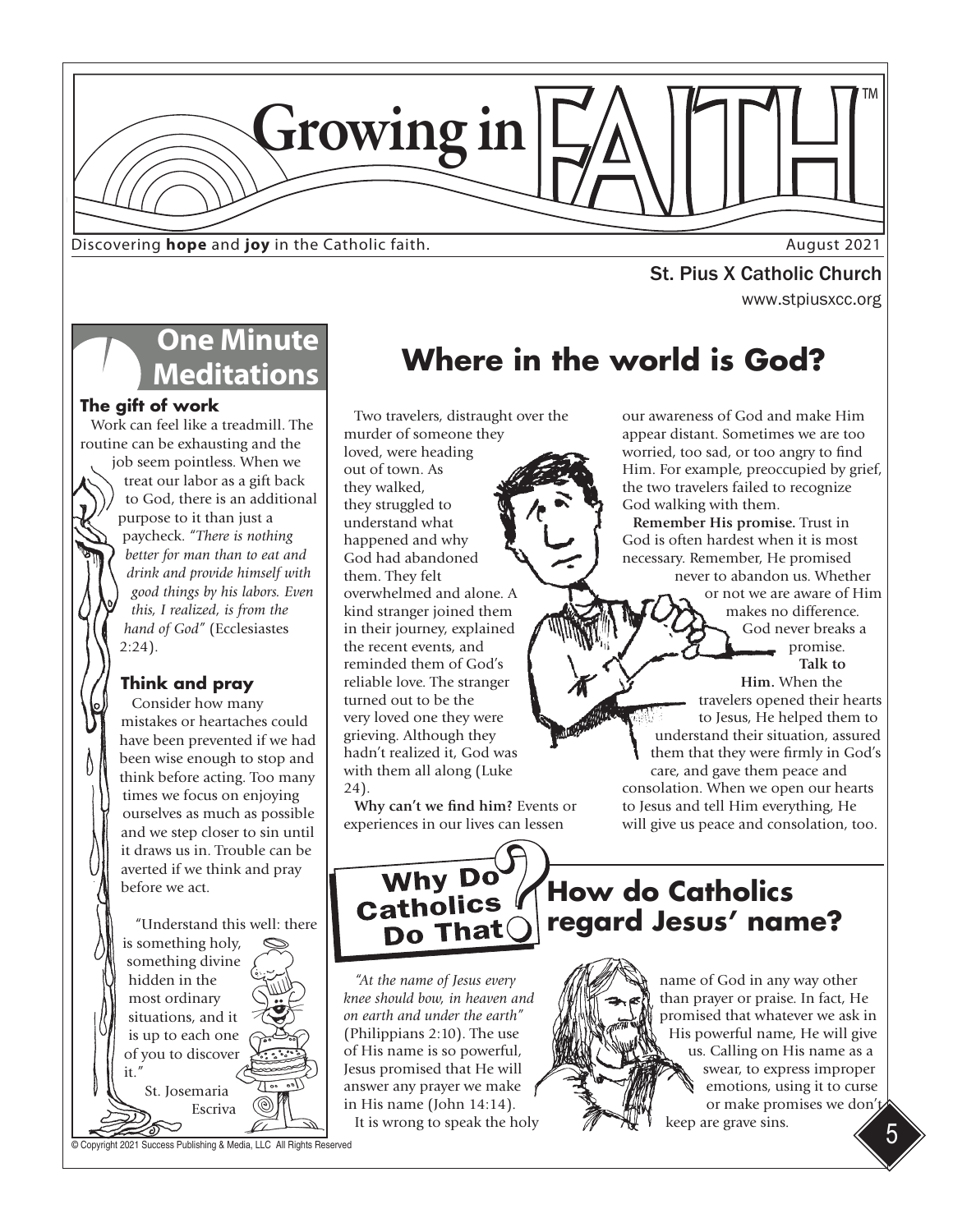# Growing in FAITH™

Discovering **hope** and **joy** in the Catholic faith.

August 2021

St. Pius X Catholic Church

www.stpiusxcc.org

## One Minute Meditations

### The gift of work

Work can feel like a treadmill. The routine can be exhausting and the job seem pointless. When we treat our labor as a gift back to God, there is an additional purpose to it than just a paycheck. *"There is nothing better for man than to eat and drink and provide himself with good things by his labors. Even this, I realized, is from the hand of God"* (Ecclesiastes 2:24).

### Think and pray

Consider how many mistakes or heartaches could have been prevented if we had been wise enough to stop and think before acting. Too many times we focus on enjoying ourselves as much as possible and we step closer to sin until it draws us in. Trouble can be averted if we think and pray before we act.

"Understand this well: there is something holy, something divine hidden in the most ordinary situations, and it is up to each one of you to discover it."

St. Josemaria Escriva

## Where in the world is God?

Two travelers, distraught over the murder of someone they loved, were heading out of town. As they walked, they struggled to understand what happened and why God had abandoned them. They felt overwhelmed and alone. A kind stranger joined them in their journey, explained the recent events, and reminded them of God's reliable love. The stranger turned out to be the very loved one they were grieving. Although they hadn't realized it, God was with them all along (Luke 24).

**Why can't we find him?** Events or experiences in our lives can lessen our awareness of God and make Him appear distant. Sometimes we are too worried, too sad, or too angry to find Him. For example, preoccupied by grief, the two travelers failed to recognize God walking with them.

**Remember His promise.** Trust in God is often hardest when it is most necessary. Remember, He promised never to abandon us. Whether or not we are aware of Him makes no difference. God never breaks a promise.

**Talk to Him.** When the travelers opened their hearts to Jesus, He helped them to understand their situation, assured them that they were firmly in God's care, and gave them peace and consolation. When we open our hearts to Jesus and tell Him everything, He will give us peace and consolation, too.

## Why Do Catholics Do That? How do Catholics regard Jesus' name?

*"At the name of Jesus every knee should bow, in heaven and on earth and under the earth"* (Philippians 2:10). The use of His name is so powerful, Jesus promised that He will answer any prayer we make in His name (John 14:14).

It is wrong to speak the holy name of God in any way other than prayer or praise. In fact, He promised that whatever we ask in His powerful name, He will give us. Calling on His name as a swear, to express improper emotions, using it to curse or make promises we don't keep are grave sins.

© Copyright 2021 Success Publishing & Media, LLC All Rights Reserved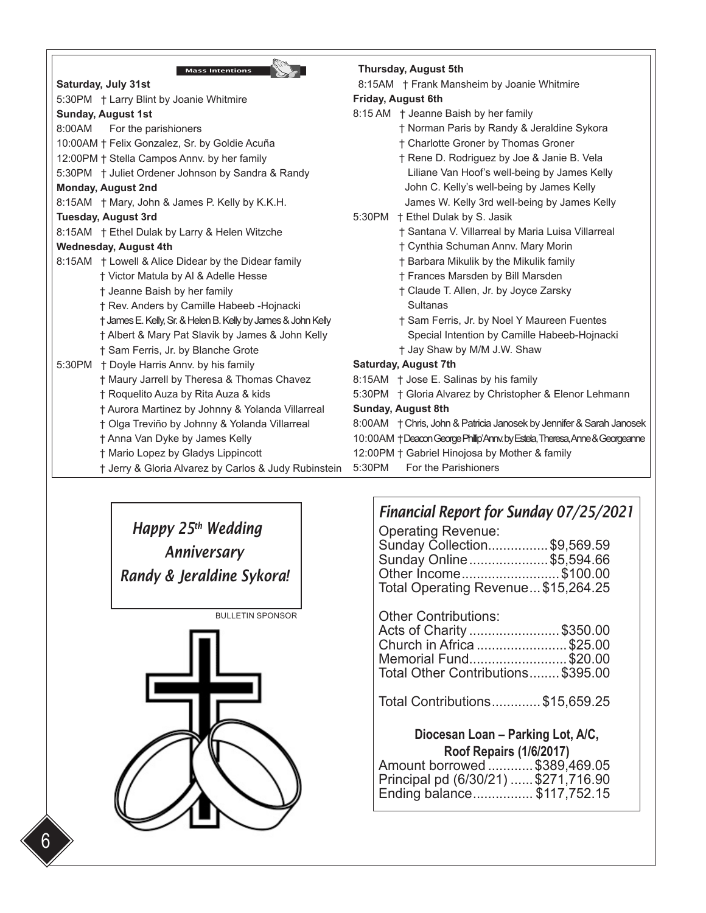## Mass Intentions

**Saturday, July 31st**

5:30PM † Larry Blint by Joanie Whitmire

**Sunday, August 1st**

8:00AM For the parishioners

10:00AM † Felix Gonzalez, Sr. by Goldie Acuña

12:00PM † Stella Campos Annv. by her family

5:30PM † Juliet Ordener Johnson by Sandra & Randy

**Monday, August 2nd**

8:15AM † Mary, John & James P. Kelly by K.K.H.

**Tuesday, August 3rd**

8:15AM † Ethel Dulak by Larry & Helen Witzche

**Wednesday, August 4th**

8:15AM † Lowell & Alice Didear by the Didear family
† Victor Matula by Al & Adelle Hesse
† Jeanne Baish by her family
† Rev. Anders by Camille Habeeb -Hojnacki
† James E. Kelly, Sr. & Helen B. Kelly by James & John Kelly
† Albert & Mary Pat Slavik by James & John Kelly
† Sam Ferris, Jr. by Blanche Grote

5:30PM † Doyle Harris Annv. by his family
† Maury Jarrell by Theresa & Thomas Chavez
† Roquelito Auza by Rita Auza & kids
† Aurora Martinez by Johnny & Yolanda Villarreal
† Olga Treviño by Johnny & Yolanda Villarreal
† Anna Van Dyke by James Kelly
† Mario Lopez by Gladys Lippincott
† Jerry & Gloria Alvarez by Carlos & Judy Rubinstein

**Thursday, August 5th**

8:15AM † Frank Mansheim by Joanie Whitmire

**Friday, August 6th**

8:15 AM † Jeanne Baish by her family
† Norman Paris by Randy & Jeraldine Sykora
† Charlotte Groner by Thomas Groner
† Rene D. Rodriguez by Joe & Janie B. Vela
Liliane Van Hoof's well-being by James Kelly
John C. Kelly's well-being by James Kelly
James W. Kelly 3rd well-being by James Kelly

5:30PM † Ethel Dulak by S. Jasik
† Santana V. Villarreal by Maria Luisa Villarreal
† Cynthia Schuman Annv. Mary Morin
† Barbara Mikulik by the Mikulik family
† Frances Marsden by Bill Marsden
† Claude T. Allen, Jr. by Joyce Zarsky Sultanas
† Sam Ferris, Jr. by Noel Y Maureen Fuentes
Special Intention by Camille Habeeb-Hojnacki
† Jay Shaw by M/M J.W. Shaw

**Saturday, August 7th**

8:15AM † Jose E. Salinas by his family

5:30PM † Gloria Alvarez by Christopher & Elenor Lehmann

**Sunday, August 8th**

8:00AM † Chris, John & Patricia Janosek by Jennifer & Sarah Janosek

10:00AM † Deacon George Phillip Annv. by Estela, Theresa, Anne & Georgeanne

12:00PM † Gabriel Hinojosa by Mother & family

5:30PM For the Parishioners

***Happy 25th Wedding Anniversary Randy & Jeraldine Sykora!***

BULLETIN SPONSOR

## *Financial Report for Sunday 07/25/2021*

Operating Revenue:
Sunday Collection................ $9,569.59
Sunday Online..................... $5,594.66
Other Income......................... $100.00
Total Operating Revenue... $15,264.25

Other Contributions:
Acts of Charity ........................ $350.00
Church in Africa ........................ $25.00
Memorial Fund.......................... $20.00
Total Other Contributions........ $395.00

Total Contributions............. $15,659.25

**Diocesan Loan – Parking Lot, A/C, Roof Repairs (1/6/2017)**

Amount borrowed ............ $389,469.05
Principal pd (6/30/21) ...... $271,716.90
Ending balance................ $117,752.15